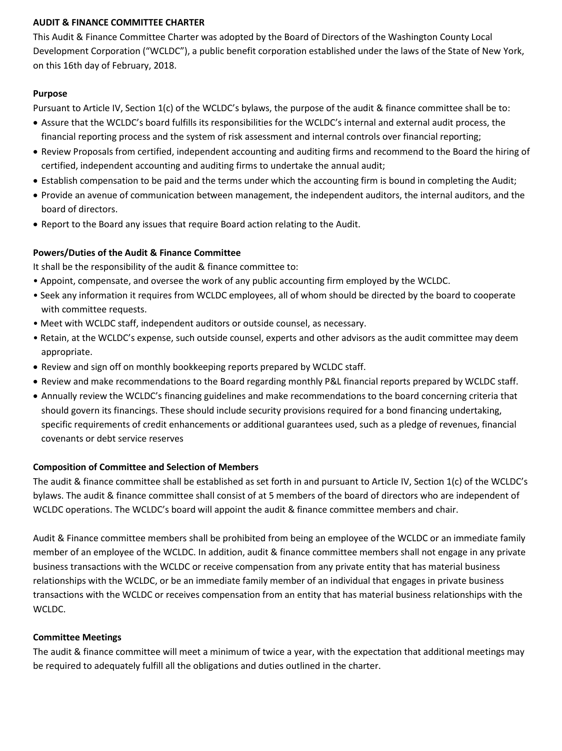**AUDIT & FINANCE COMMITTEE CHARTER**

This Audit & Finance Committee Charter was adopted by the Board of Directors of the Washington County Local Development Corporation ("WCLDC"), a public benefit corporation established under the laws of the State of New York, on this 16th day of February, 2018.

**Purpose**

Pursuant to Article IV, Section 1(c) of the WCLDC's bylaws, the purpose of the audit & finance committee shall be to:

- Assure that the WCLDC's board fulfills its responsibilities for the WCLDC's internal and external audit process, the financial reporting process and the system of risk assessment and internal controls over financial reporting;
- Review Proposals from certified, independent accounting and auditing firms and recommend to the Board the hiring of certified, independent accounting and auditing firms to undertake the annual audit;
- Establish compensation to be paid and the terms under which the accounting firm is bound in completing the Audit;
- Provide an avenue of communication between management, the independent auditors, the internal auditors, and the board of directors.
- Report to the Board any issues that require Board action relating to the Audit.

**Powers/Duties of the Audit & Finance Committee**

It shall be the responsibility of the audit & finance committee to:

- Appoint, compensate, and oversee the work of any public accounting firm employed by the WCLDC.
- Seek any information it requires from WCLDC employees, all of whom should be directed by the board to cooperate with committee requests.
- Meet with WCLDC staff, independent auditors or outside counsel, as necessary.
- Retain, at the WCLDC's expense, such outside counsel, experts and other advisors as the audit committee may deem appropriate.
- Review and sign off on monthly bookkeeping reports prepared by WCLDC staff.
- Review and make recommendations to the Board regarding monthly P&L financial reports prepared by WCLDC staff.
- Annually review the WCLDC's financing guidelines and make recommendations to the board concerning criteria that should govern its financings. These should include security provisions required for a bond financing undertaking, specific requirements of credit enhancements or additional guarantees used, such as a pledge of revenues, financial covenants or debt service reserves

**Composition of Committee and Selection of Members**

The audit & finance committee shall be established as set forth in and pursuant to Article IV, Section 1(c) of the WCLDC's bylaws. The audit & finance committee shall consist of at 5 members of the board of directors who are independent of WCLDC operations. The WCLDC's board will appoint the audit & finance committee members and chair.

Audit & Finance committee members shall be prohibited from being an employee of the WCLDC or an immediate family member of an employee of the WCLDC. In addition, audit & finance committee members shall not engage in any private business transactions with the WCLDC or receive compensation from any private entity that has material business relationships with the WCLDC, or be an immediate family member of an individual that engages in private business transactions with the WCLDC or receives compensation from an entity that has material business relationships with the WCLDC.

**Committee Meetings**

The audit & finance committee will meet a minimum of twice a year, with the expectation that additional meetings may be required to adequately fulfill all the obligations and duties outlined in the charter.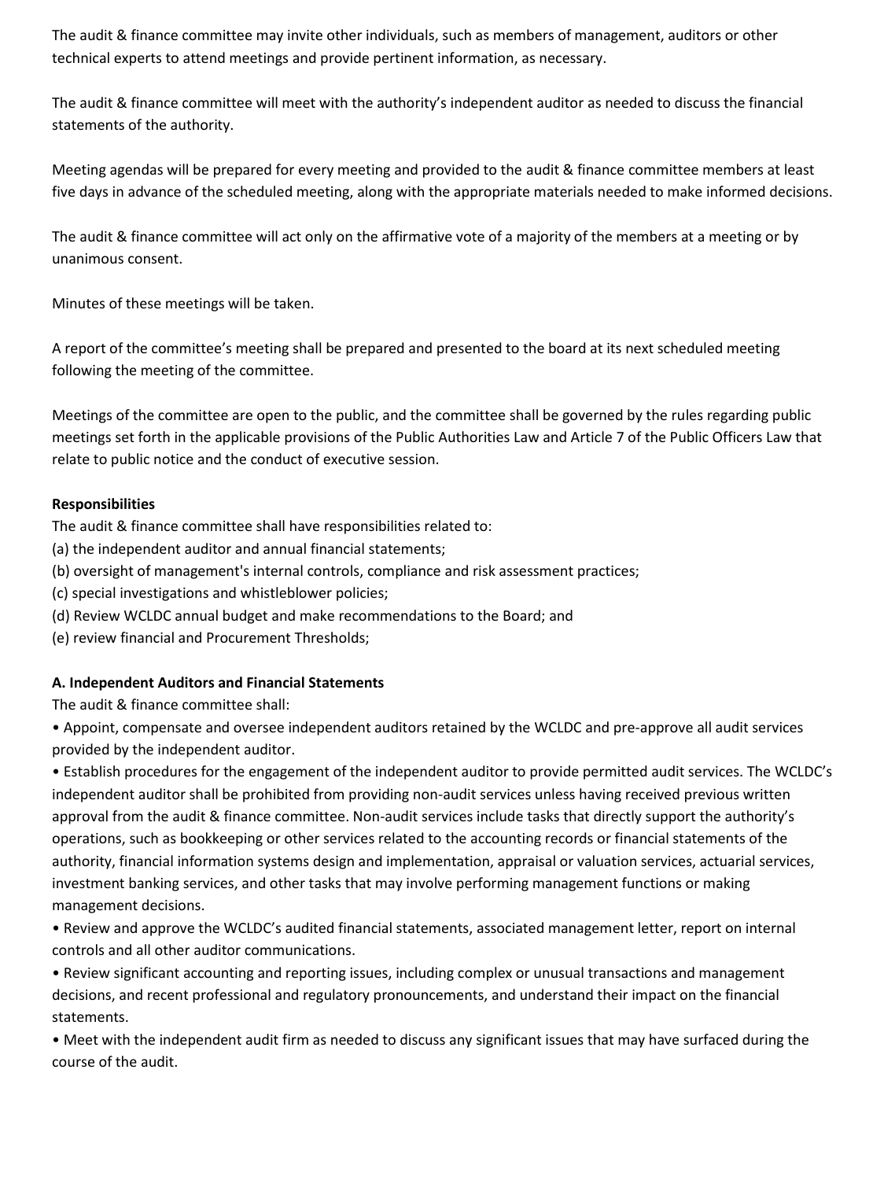The audit & finance committee may invite other individuals, such as members of management, auditors or other technical experts to attend meetings and provide pertinent information, as necessary.

The audit & finance committee will meet with the authority's independent auditor as needed to discuss the financial statements of the authority.

Meeting agendas will be prepared for every meeting and provided to the audit & finance committee members at least five days in advance of the scheduled meeting, along with the appropriate materials needed to make informed decisions.

The audit & finance committee will act only on the affirmative vote of a majority of the members at a meeting or by unanimous consent.

Minutes of these meetings will be taken.

A report of the committee's meeting shall be prepared and presented to the board at its next scheduled meeting following the meeting of the committee.

Meetings of the committee are open to the public, and the committee shall be governed by the rules regarding public meetings set forth in the applicable provisions of the Public Authorities Law and Article 7 of the Public Officers Law that relate to public notice and the conduct of executive session.

**Responsibilities**

The audit & finance committee shall have responsibilities related to:

(a) the independent auditor and annual financial statements;
(b) oversight of management's internal controls, compliance and risk assessment practices;
(c) special investigations and whistleblower policies;
(d) Review WCLDC annual budget and make recommendations to the Board; and
(e) review financial and Procurement Thresholds;

**A. Independent Auditors and Financial Statements**

The audit & finance committee shall:

- Appoint, compensate and oversee independent auditors retained by the WCLDC and pre-approve all audit services provided by the independent auditor.
- Establish procedures for the engagement of the independent auditor to provide permitted audit services. The WCLDC's independent auditor shall be prohibited from providing non-audit services unless having received previous written approval from the audit & finance committee. Non-audit services include tasks that directly support the authority's operations, such as bookkeeping or other services related to the accounting records or financial statements of the authority, financial information systems design and implementation, appraisal or valuation services, actuarial services, investment banking services, and other tasks that may involve performing management functions or making management decisions.
- Review and approve the WCLDC's audited financial statements, associated management letter, report on internal controls and all other auditor communications.
- Review significant accounting and reporting issues, including complex or unusual transactions and management decisions, and recent professional and regulatory pronouncements, and understand their impact on the financial statements.
- Meet with the independent audit firm as needed to discuss any significant issues that may have surfaced during the course of the audit.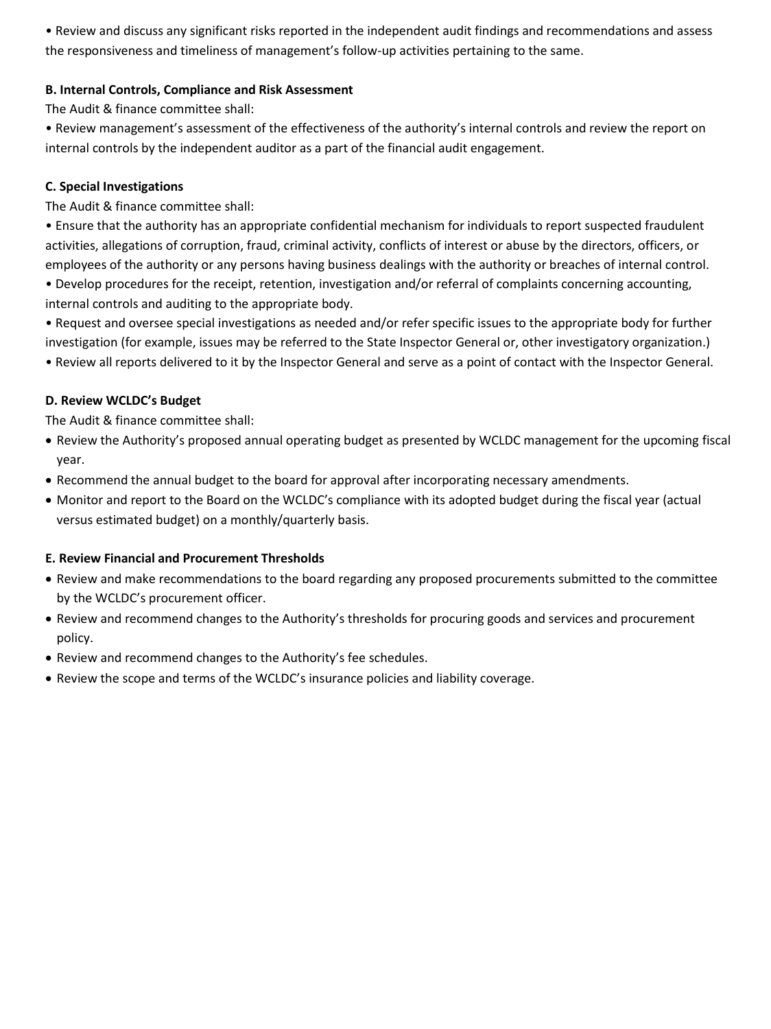- Review and discuss any significant risks reported in the independent audit findings and recommendations and assess the responsiveness and timeliness of management's follow-up activities pertaining to the same.

**B. Internal Controls, Compliance and Risk Assessment**

The Audit & finance committee shall:

- Review management's assessment of the effectiveness of the authority's internal controls and review the report on internal controls by the independent auditor as a part of the financial audit engagement.

**C. Special Investigations**

The Audit & finance committee shall:

- Ensure that the authority has an appropriate confidential mechanism for individuals to report suspected fraudulent activities, allegations of corruption, fraud, criminal activity, conflicts of interest or abuse by the directors, officers, or employees of the authority or any persons having business dealings with the authority or breaches of internal control.
- Develop procedures for the receipt, retention, investigation and/or referral of complaints concerning accounting, internal controls and auditing to the appropriate body.
- Request and oversee special investigations as needed and/or refer specific issues to the appropriate body for further investigation (for example, issues may be referred to the State Inspector General or, other investigatory organization.)
- Review all reports delivered to it by the Inspector General and serve as a point of contact with the Inspector General.

**D. Review WCLDC's Budget**

The Audit & finance committee shall:

- Review the Authority's proposed annual operating budget as presented by WCLDC management for the upcoming fiscal year.
- Recommend the annual budget to the board for approval after incorporating necessary amendments.
- Monitor and report to the Board on the WCLDC's compliance with its adopted budget during the fiscal year (actual versus estimated budget) on a monthly/quarterly basis.

**E. Review Financial and Procurement Thresholds**

- Review and make recommendations to the board regarding any proposed procurements submitted to the committee by the WCLDC's procurement officer.
- Review and recommend changes to the Authority's thresholds for procuring goods and services and procurement policy.
- Review and recommend changes to the Authority's fee schedules.
- Review the scope and terms of the WCLDC's insurance policies and liability coverage.